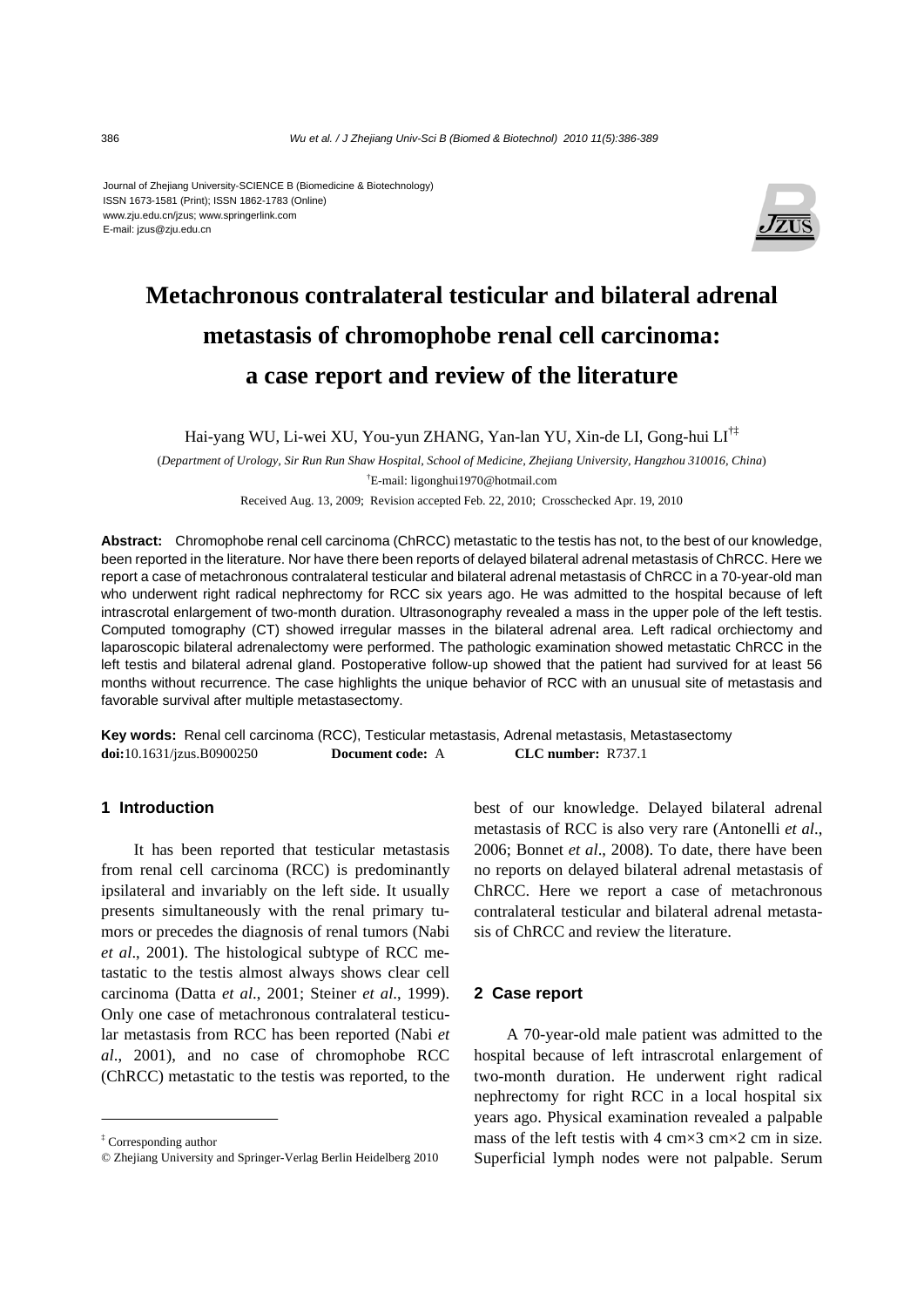Journal of Zhejiang University-SCIENCE B (Biomedicine & Biotechnology)
ISSN 1673-1581 (Print); ISSN 1862-1783 (Online)
www.zju.edu.cn/jzus; www.springerlink.com
E-mail: jzus@zju.edu.cn

# Metachronous contralateral testicular and bilateral adrenal metastasis of chromophobe renal cell carcinoma: a case report and review of the literature

Hai-yang WU, Li-wei XU, You-yun ZHANG, Yan-lan YU, Xin-de LI, Gong-hui LI[†‡]

(*Department of Urology, Sir Run Run Shaw Hospital, School of Medicine, Zhejiang University, Hangzhou 310016, China*)

[†]E-mail: ligonghui1970@hotmail.com

Received Aug. 13, 2009; Revision accepted Feb. 22, 2010; Crosschecked Apr. 19, 2010

**Abstract:** Chromophobe renal cell carcinoma (ChRCC) metastatic to the testis has not, to the best of our knowledge, been reported in the literature. Nor have there been reports of delayed bilateral adrenal metastasis of ChRCC. Here we report a case of metachronous contralateral testicular and bilateral adrenal metastasis of ChRCC in a 70-year-old man who underwent right radical nephrectomy for RCC six years ago. He was admitted to the hospital because of left intrascrotal enlargement of two-month duration. Ultrasonography revealed a mass in the upper pole of the left testis. Computed tomography (CT) showed irregular masses in the bilateral adrenal area. Left radical orchiectomy and laparoscopic bilateral adrenalectomy were performed. The pathologic examination showed metastatic ChRCC in the left testis and bilateral adrenal gland. Postoperative follow-up showed that the patient had survived for at least 56 months without recurrence. The case highlights the unique behavior of RCC with an unusual site of metastasis and favorable survival after multiple metastasectomy.

**Key words:** Renal cell carcinoma (RCC), Testicular metastasis, Adrenal metastasis, Metastasectomy
**doi:**10.1631/jzus.B0900250 **Document code:** A **CLC number:** R737.1

## 1 Introduction

It has been reported that testicular metastasis from renal cell carcinoma (RCC) is predominantly ipsilateral and invariably on the left side. It usually presents simultaneously with the renal primary tumors or precedes the diagnosis of renal tumors (Nabi *et al*., 2001). The histological subtype of RCC metastatic to the testis almost always shows clear cell carcinoma (Datta *et al*., 2001; Steiner *et al*., 1999). Only one case of metachronous contralateral testicular metastasis from RCC has been reported (Nabi *et al*., 2001), and no case of chromophobe RCC (ChRCC) metastatic to the testis was reported, to the best of our knowledge. Delayed bilateral adrenal metastasis of RCC is also very rare (Antonelli *et al*., 2006; Bonnet *et al*., 2008). To date, there have been no reports on delayed bilateral adrenal metastasis of ChRCC. Here we report a case of metachronous contralateral testicular and bilateral adrenal metastasis of ChRCC and review the literature.

## 2 Case report

A 70-year-old male patient was admitted to the hospital because of left intrascrotal enlargement of two-month duration. He underwent right radical nephrectomy for right RCC in a local hospital six years ago. Physical examination revealed a palpable mass of the left testis with 4 cm×3 cm×2 cm in size. Superficial lymph nodes were not palpable. Serum

---

[‡] Corresponding author

© Zhejiang University and Springer-Verlag Berlin Heidelberg 2010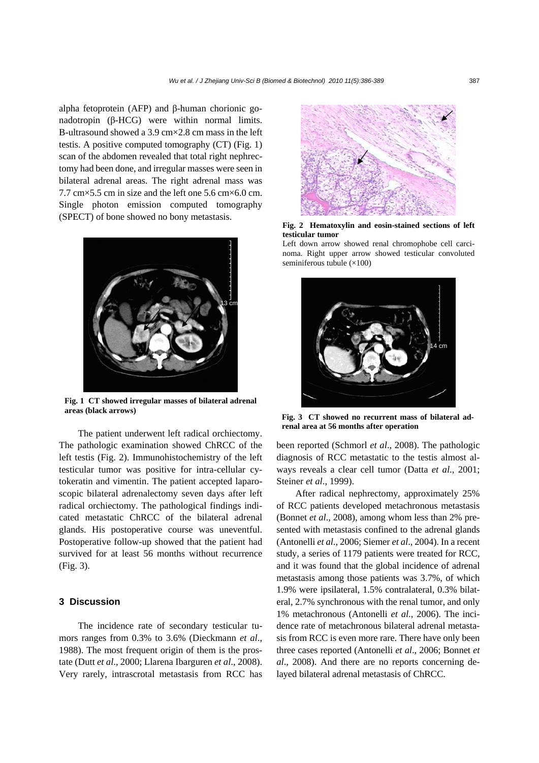alpha fetoprotein (AFP) and β-human chorionic gonadotropin (β-HCG) were within normal limits. B-ultrasound showed a 3.9 cm×2.8 cm mass in the left testis. A positive computed tomography (CT) (Fig. 1) scan of the abdomen revealed that total right nephrectomy had been done, and irregular masses were seen in bilateral adrenal areas. The right adrenal mass was 7.7 cm×5.5 cm in size and the left one 5.6 cm×6.0 cm. Single photon emission computed tomography (SPECT) of bone showed no bony metastasis.

**Fig. 1 CT showed irregular masses of bilateral adrenal areas (black arrows)**

The patient underwent left radical orchiectomy. The pathologic examination showed ChRCC of the left testis (Fig. 2). Immunohistochemistry of the left testicular tumor was positive for intra-cellular cytokeratin and vimentin. The patient accepted laparoscopic bilateral adrenalectomy seven days after left radical orchiectomy. The pathological findings indicated metastatic ChRCC of the bilateral adrenal glands. His postoperative course was uneventful. Postoperative follow-up showed that the patient had survived for at least 56 months without recurrence (Fig. 3).

**Fig. 2 Hematoxylin and eosin-stained sections of left testicular tumor**

Left down arrow showed renal chromophobe cell carcinoma. Right upper arrow showed testicular convoluted seminiferous tubule (×100)

**Fig. 3 CT showed no recurrent mass of bilateral adrenal area at 56 months after operation**

## 3 Discussion

The incidence rate of secondary testicular tumors ranges from 0.3% to 3.6% (Dieckmann *et al*., 1988). The most frequent origin of them is the prostate (Dutt *et al*., 2000; Llarena Ibarguren *et al*., 2008). Very rarely, intrascrotal metastasis from RCC has been reported (Schmorl *et al*., 2008). The pathologic diagnosis of RCC metastatic to the testis almost always reveals a clear cell tumor (Datta *et al*., 2001; Steiner *et al*., 1999).

After radical nephrectomy, approximately 25% of RCC patients developed metachronous metastasis (Bonnet *et al*., 2008), among whom less than 2% presented with metastasis confined to the adrenal glands (Antonelli *et al*., 2006; Siemer *et al*., 2004). In a recent study, a series of 1179 patients were treated for RCC, and it was found that the global incidence of adrenal metastasis among those patients was 3.7%, of which 1.9% were ipsilateral, 1.5% contralateral, 0.3% bilateral, 2.7% synchronous with the renal tumor, and only 1% metachronous (Antonelli *et al*., 2006). The incidence rate of metachronous bilateral adrenal metastasis from RCC is even more rare. There have only been three cases reported (Antonelli *et al*., 2006; Bonnet *et al*., 2008). And there are no reports concerning delayed bilateral adrenal metastasis of ChRCC.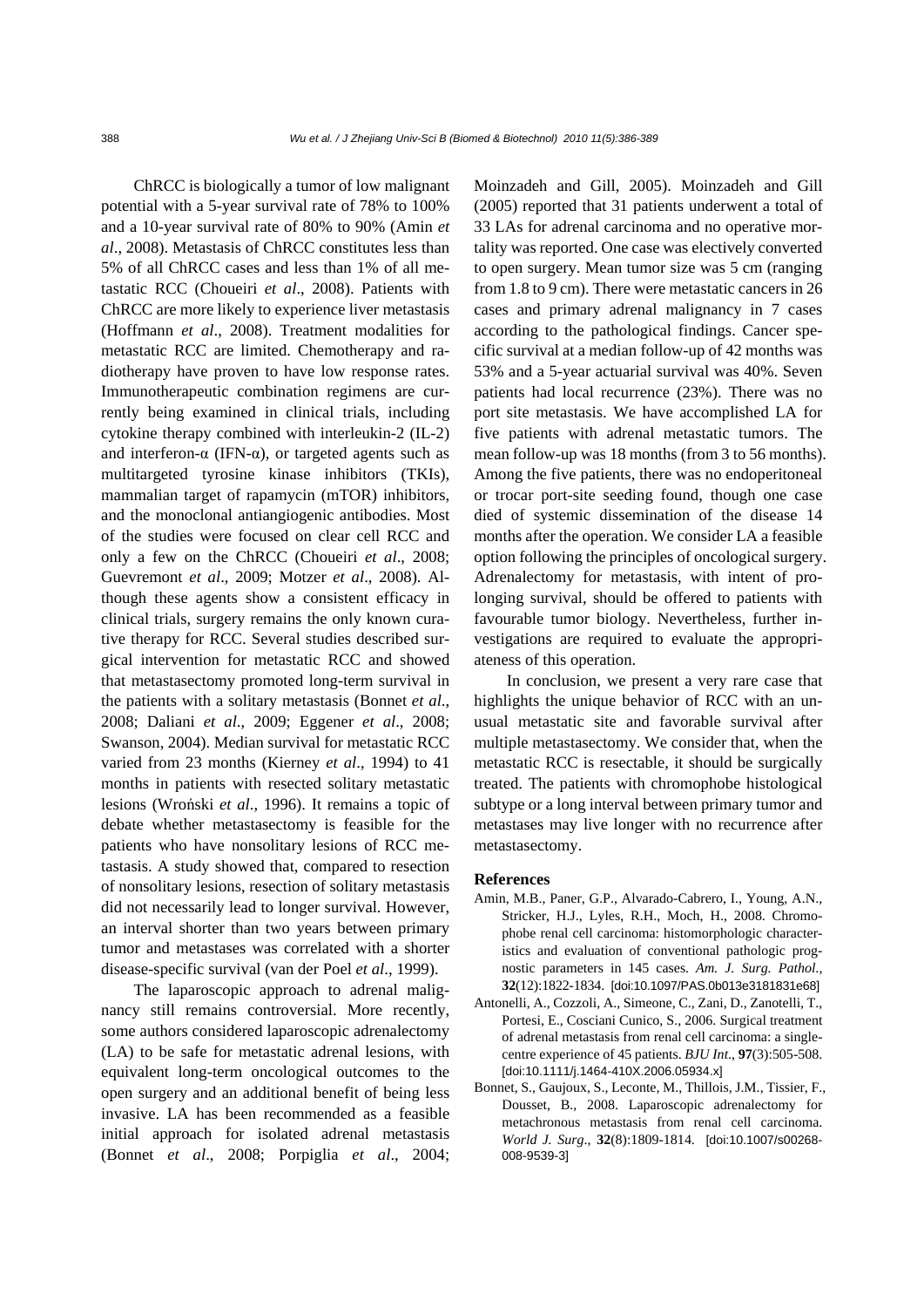ChRCC is biologically a tumor of low malignant potential with a 5-year survival rate of 78% to 100% and a 10-year survival rate of 80% to 90% (Amin *et al*., 2008). Metastasis of ChRCC constitutes less than 5% of all ChRCC cases and less than 1% of all metastatic RCC (Choueiri *et al*., 2008). Patients with ChRCC are more likely to experience liver metastasis (Hoffmann *et al*., 2008). Treatment modalities for metastatic RCC are limited. Chemotherapy and radiotherapy have proven to have low response rates. Immunotherapeutic combination regimens are currently being examined in clinical trials, including cytokine therapy combined with interleukin-2 (IL-2) and interferon-α (IFN-α), or targeted agents such as multitargeted tyrosine kinase inhibitors (TKIs), mammalian target of rapamycin (mTOR) inhibitors, and the monoclonal antiangiogenic antibodies. Most of the studies were focused on clear cell RCC and only a few on the ChRCC (Choueiri *et al*., 2008; Guevremont *et al*., 2009; Motzer *et al*., 2008). Although these agents show a consistent efficacy in clinical trials, surgery remains the only known curative therapy for RCC. Several studies described surgical intervention for metastatic RCC and showed that metastasectomy promoted long-term survival in the patients with a solitary metastasis (Bonnet *et al*., 2008; Daliani *et al*., 2009; Eggener *et al*., 2008; Swanson, 2004). Median survival for metastatic RCC varied from 23 months (Kierney *et al*., 1994) to 41 months in patients with resected solitary metastatic lesions (Wroński *et al*., 1996). It remains a topic of debate whether metastasectomy is feasible for the patients who have nonsolitary lesions of RCC metastasis. A study showed that, compared to resection of nonsolitary lesions, resection of solitary metastasis did not necessarily lead to longer survival. However, an interval shorter than two years between primary tumor and metastases was correlated with a shorter disease-specific survival (van der Poel *et al*., 1999).

The laparoscopic approach to adrenal malignancy still remains controversial. More recently, some authors considered laparoscopic adrenalectomy (LA) to be safe for metastatic adrenal lesions, with equivalent long-term oncological outcomes to the open surgery and an additional benefit of being less invasive. LA has been recommended as a feasible initial approach for isolated adrenal metastasis (Bonnet *et al*., 2008; Porpiglia *et al*., 2004; Moinzadeh and Gill, 2005). Moinzadeh and Gill (2005) reported that 31 patients underwent a total of 33 LAs for adrenal carcinoma and no operative mortality was reported. One case was electively converted to open surgery. Mean tumor size was 5 cm (ranging from 1.8 to 9 cm). There were metastatic cancers in 26 cases and primary adrenal malignancy in 7 cases according to the pathological findings. Cancer specific survival at a median follow-up of 42 months was 53% and a 5-year actuarial survival was 40%. Seven patients had local recurrence (23%). There was no port site metastasis. We have accomplished LA for five patients with adrenal metastatic tumors. The mean follow-up was 18 months (from 3 to 56 months). Among the five patients, there was no endoperitoneal or trocar port-site seeding found, though one case died of systemic dissemination of the disease 14 months after the operation. We consider LA a feasible option following the principles of oncological surgery. Adrenalectomy for metastasis, with intent of prolonging survival, should be offered to patients with favourable tumor biology. Nevertheless, further investigations are required to evaluate the appropriateness of this operation.

In conclusion, we present a very rare case that highlights the unique behavior of RCC with an unusual metastatic site and favorable survival after multiple metastasectomy. We consider that, when the metastatic RCC is resectable, it should be surgically treated. The patients with chromophobe histological subtype or a long interval between primary tumor and metastases may live longer with no recurrence after metastasectomy.

## References

Amin, M.B., Paner, G.P., Alvarado-Cabrero, I., Young, A.N., Stricker, H.J., Lyles, R.H., Moch, H., 2008. Chromophobe renal cell carcinoma: histomorphologic characteristics and evaluation of conventional pathologic prognostic parameters in 145 cases. *Am. J. Surg. Pathol.*, **32**(12):1822-1834. [doi:10.1097/PAS.0b013e3181831e68]

Antonelli, A., Cozzoli, A., Simeone, C., Zani, D., Zanotelli, T., Portesi, E., Cosciani Cunico, S., 2006. Surgical treatment of adrenal metastasis from renal cell carcinoma: a single-centre experience of 45 patients. *BJU Int*., **97**(3):505-508. [doi:10.1111/j.1464-410X.2006.05934.x]

Bonnet, S., Gaujoux, S., Leconte, M., Thillois, J.M., Tissier, F., Dousset, B., 2008. Laparoscopic adrenalectomy for metachronous metastasis from renal cell carcinoma. *World J. Surg*., **32**(8):1809-1814. [doi:10.1007/s00268-008-9539-3]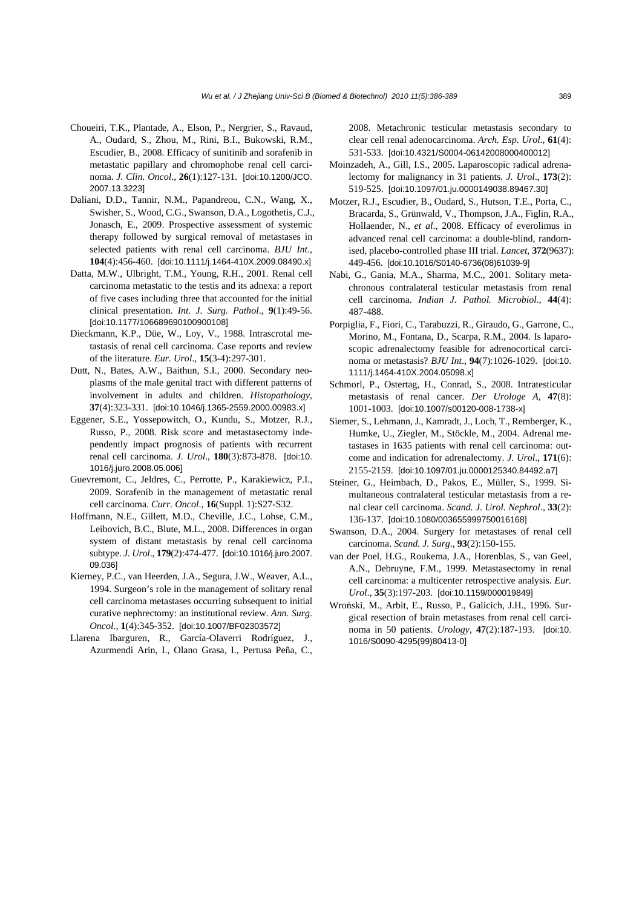Choueiri, T.K., Plantade, A., Elson, P., Negrier, S., Ravaud, A., Oudard, S., Zhou, M., Rini, B.I., Bukowski, R.M., Escudier, B., 2008. Efficacy of sunitinib and sorafenib in metastatic papillary and chromophobe renal cell carcinoma. *J. Clin. Oncol*., **26**(1):127-131. [doi:10.1200/JCO.2007.13.3223]

Daliani, D.D., Tannir, N.M., Papandreou, C.N., Wang, X., Swisher, S., Wood, C.G., Swanson, D.A., Logothetis, C.J., Jonasch, E., 2009. Prospective assessment of systemic therapy followed by surgical removal of metastases in selected patients with renal cell carcinoma. *BJU Int*., **104**(4):456-460. [doi:10.1111/j.1464-410X.2009.08490.x]

Datta, M.W., Ulbright, T.M., Young, R.H., 2001. Renal cell carcinoma metastatic to the testis and its adnexa: a report of five cases including three that accounted for the initial clinical presentation. *Int. J. Surg. Pathol*., **9**(1):49-56. [doi:10.1177/106689690100900108]

Dieckmann, K.P., Düe, W., Loy, V., 1988. Intrascrotal metastasis of renal cell carcinoma. Case reports and review of the literature. *Eur. Urol*., **15**(3-4):297-301.

Dutt, N., Bates, A.W., Baithun, S.I., 2000. Secondary neoplasms of the male genital tract with different patterns of involvement in adults and children. *Histopathology*, **37**(4):323-331. [doi:10.1046/j.1365-2559.2000.00983.x]

Eggener, S.E., Yossepowitch, O., Kundu, S., Motzer, R.J., Russo, P., 2008. Risk score and metastasectomy independently impact prognosis of patients with recurrent renal cell carcinoma. *J. Urol*., **180**(3):873-878. [doi:10.1016/j.juro.2008.05.006]

Guevremont, C., Jeldres, C., Perrotte, P., Karakiewicz, P.I., 2009. Sorafenib in the management of metastatic renal cell carcinoma. *Curr. Oncol*., **16**(Suppl. 1):S27-S32.

Hoffmann, N.E., Gillett, M.D., Cheville, J.C., Lohse, C.M., Leibovich, B.C., Blute, M.L., 2008. Differences in organ system of distant metastasis by renal cell carcinoma subtype. *J. Urol*., **179**(2):474-477. [doi:10.1016/j.juro.2007.09.036]

Kierney, P.C., van Heerden, J.A., Segura, J.W., Weaver, A.L., 1994. Surgeon's role in the management of solitary renal cell carcinoma metastases occurring subsequent to initial curative nephrectomy: an institutional review. *Ann. Surg. Oncol.*, **1**(4):345-352. [doi:10.1007/BF02303572]

Llarena Ibarguren, R., García-Olaverri Rodríguez, J., Azurmendi Arin, I., Olano Grasa, I., Pertusa Peña, C., 2008. Metachronic testicular metastasis secondary to clear cell renal adenocarcinoma. *Arch. Esp. Urol*., **61**(4):531-533. [doi:10.4321/S0004-06142008000400012]

Moinzadeh, A., Gill, I.S., 2005. Laparoscopic radical adrenalectomy for malignancy in 31 patients. *J. Urol*., **173**(2):519-525. [doi:10.1097/01.ju.0000149038.89467.30]

Motzer, R.J., Escudier, B., Oudard, S., Hutson, T.E., Porta, C., Bracarda, S., Grünwald, V., Thompson, J.A., Figlin, R.A., Hollaender, N., *et al*., 2008. Efficacy of everolimus in advanced renal cell carcinoma: a double-blind, randomised, placebo-controlled phase III trial. *Lancet*, **372**(9637):449-456. [doi:10.1016/S0140-6736(08)61039-9]

Nabi, G., Gania, M.A., Sharma, M.C., 2001. Solitary metachronous contralateral testicular metastasis from renal cell carcinoma. *Indian J. Pathol. Microbiol*., **44**(4):487-488.

Porpiglia, F., Fiori, C., Tarabuzzi, R., Giraudo, G., Garrone, C., Morino, M., Fontana, D., Scarpa, R.M., 2004. Is laparoscopic adrenalectomy feasible for adrenocortical carcinoma or metastasis? *BJU Int*., **94**(7):1026-1029. [doi:10.1111/j.1464-410X.2004.05098.x]

Schmorl, P., Ostertag, H., Conrad, S., 2008. Intratesticular metastasis of renal cancer. *Der Urologe A*, **47**(8):1001-1003. [doi:10.1007/s00120-008-1738-x]

Siemer, S., Lehmann, J., Kamradt, J., Loch, T., Remberger, K., Humke, U., Ziegler, M., Stöckle, M., 2004. Adrenal metastases in 1635 patients with renal cell carcinoma: outcome and indication for adrenalectomy. *J. Urol*., **171**(6):2155-2159. [doi:10.1097/01.ju.0000125340.84492.a7]

Steiner, G., Heimbach, D., Pakos, E., Müller, S., 1999. Simultaneous contralateral testicular metastasis from a renal clear cell carcinoma. *Scand. J. Urol. Nephrol*., **33**(2):136-137. [doi:10.1080/003655999750016168]

Swanson, D.A., 2004. Surgery for metastases of renal cell carcinoma. *Scand. J. Surg*., **93**(2):150-155.

van der Poel, H.G., Roukema, J.A., Horenblas, S., van Geel, A.N., Debruyne, F.M., 1999. Metastasectomy in renal cell carcinoma: a multicenter retrospective analysis. *Eur. Urol.*, **35**(3):197-203. [doi:10.1159/000019849]

Wroński, M., Arbit, E., Russo, P., Galicich, J.H., 1996. Surgical resection of brain metastases from renal cell carcinoma in 50 patients. *Urology*, **47**(2):187-193. [doi:10.1016/S0090-4295(99)80413-0]